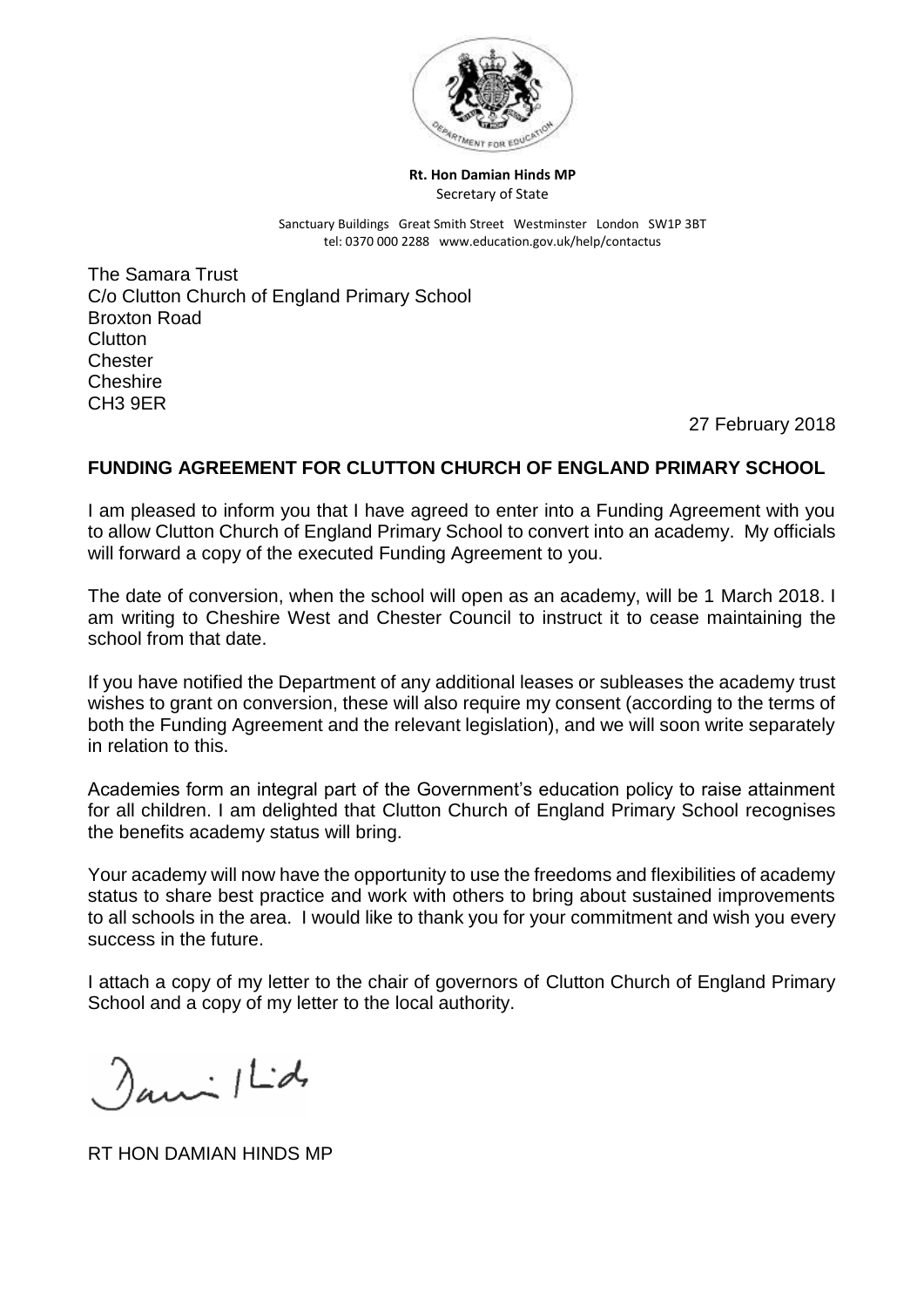**Rt. Hon Damian Hinds MP**
Secretary of State

Sanctuary Buildings Great Smith Street Westminster London SW1P 3BT
tel: 0370 000 2288 www.education.gov.uk/help/contactus

The Samara Trust
C/o Clutton Church of England Primary School
Broxton Road
Clutton
Chester
Cheshire
CH3 9ER

27 February 2018

**FUNDING AGREEMENT FOR CLUTTON CHURCH OF ENGLAND PRIMARY SCHOOL**

I am pleased to inform you that I have agreed to enter into a Funding Agreement with you to allow Clutton Church of England Primary School to convert into an academy. My officials will forward a copy of the executed Funding Agreement to you.

The date of conversion, when the school will open as an academy, will be 1 March 2018. I am writing to Cheshire West and Chester Council to instruct it to cease maintaining the school from that date.

If you have notified the Department of any additional leases or subleases the academy trust wishes to grant on conversion, these will also require my consent (according to the terms of both the Funding Agreement and the relevant legislation), and we will soon write separately in relation to this.

Academies form an integral part of the Government's education policy to raise attainment for all children. I am delighted that Clutton Church of England Primary School recognises the benefits academy status will bring.

Your academy will now have the opportunity to use the freedoms and flexibilities of academy status to share best practice and work with others to bring about sustained improvements to all schools in the area. I would like to thank you for your commitment and wish you every success in the future.

I attach a copy of my letter to the chair of governors of Clutton Church of England Primary School and a copy of my letter to the local authority.

RT HON DAMIAN HINDS MP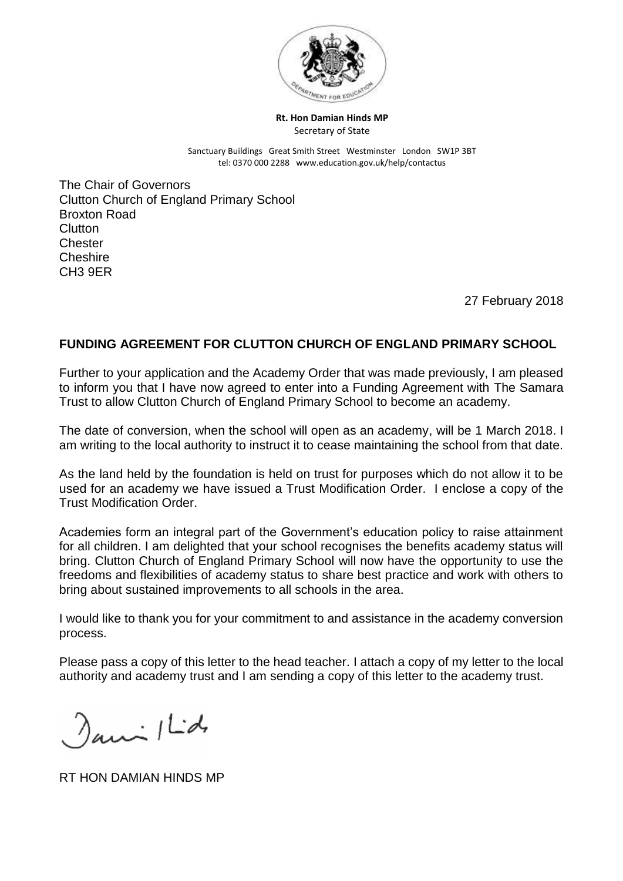**Rt. Hon Damian Hinds MP**
Secretary of State

Sanctuary Buildings Great Smith Street Westminster London SW1P 3BT
tel: 0370 000 2288 www.education.gov.uk/help/contactus

The Chair of Governors
Clutton Church of England Primary School
Broxton Road
Clutton
Chester
Cheshire
CH3 9ER

27 February 2018

**FUNDING AGREEMENT FOR CLUTTON CHURCH OF ENGLAND PRIMARY SCHOOL**

Further to your application and the Academy Order that was made previously, I am pleased to inform you that I have now agreed to enter into a Funding Agreement with The Samara Trust to allow Clutton Church of England Primary School to become an academy.

The date of conversion, when the school will open as an academy, will be 1 March 2018. I am writing to the local authority to instruct it to cease maintaining the school from that date.

As the land held by the foundation is held on trust for purposes which do not allow it to be used for an academy we have issued a Trust Modification Order. I enclose a copy of the Trust Modification Order.

Academies form an integral part of the Government's education policy to raise attainment for all children. I am delighted that your school recognises the benefits academy status will bring. Clutton Church of England Primary School will now have the opportunity to use the freedoms and flexibilities of academy status to share best practice and work with others to bring about sustained improvements to all schools in the area.

I would like to thank you for your commitment to and assistance in the academy conversion process.

Please pass a copy of this letter to the head teacher. I attach a copy of my letter to the local authority and academy trust and I am sending a copy of this letter to the academy trust.

RT HON DAMIAN HINDS MP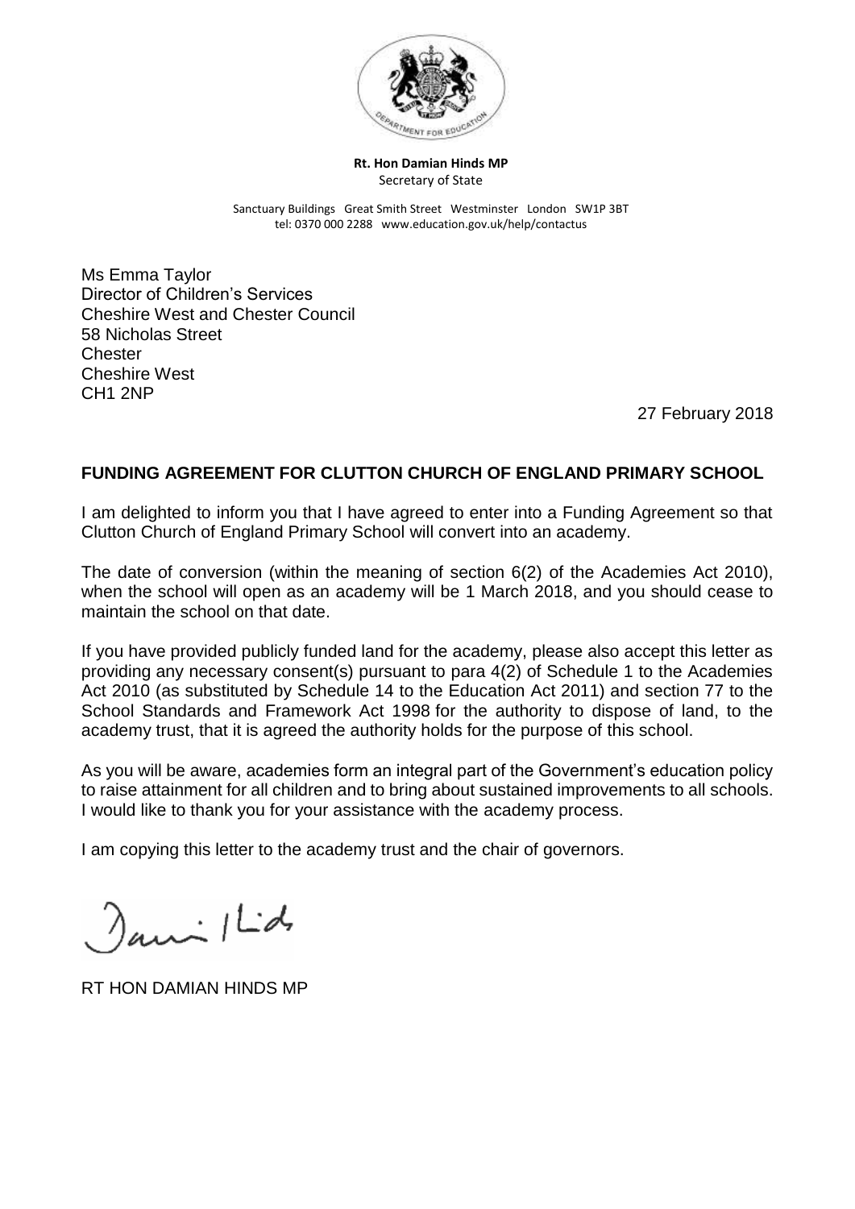**Rt. Hon Damian Hinds MP**
Secretary of State

Sanctuary Buildings Great Smith Street Westminster London SW1P 3BT
tel: 0370 000 2288 www.education.gov.uk/help/contactus

Ms Emma Taylor
Director of Children's Services
Cheshire West and Chester Council
58 Nicholas Street
Chester
Cheshire West
CH1 2NP

27 February 2018

**FUNDING AGREEMENT FOR CLUTTON CHURCH OF ENGLAND PRIMARY SCHOOL**

I am delighted to inform you that I have agreed to enter into a Funding Agreement so that Clutton Church of England Primary School will convert into an academy.

The date of conversion (within the meaning of section 6(2) of the Academies Act 2010), when the school will open as an academy will be 1 March 2018, and you should cease to maintain the school on that date.

If you have provided publicly funded land for the academy, please also accept this letter as providing any necessary consent(s) pursuant to para 4(2) of Schedule 1 to the Academies Act 2010 (as substituted by Schedule 14 to the Education Act 2011) and section 77 to the School Standards and Framework Act 1998 for the authority to dispose of land, to the academy trust, that it is agreed the authority holds for the purpose of this school.

As you will be aware, academies form an integral part of the Government's education policy to raise attainment for all children and to bring about sustained improvements to all schools. I would like to thank you for your assistance with the academy process.

I am copying this letter to the academy trust and the chair of governors.

RT HON DAMIAN HINDS MP